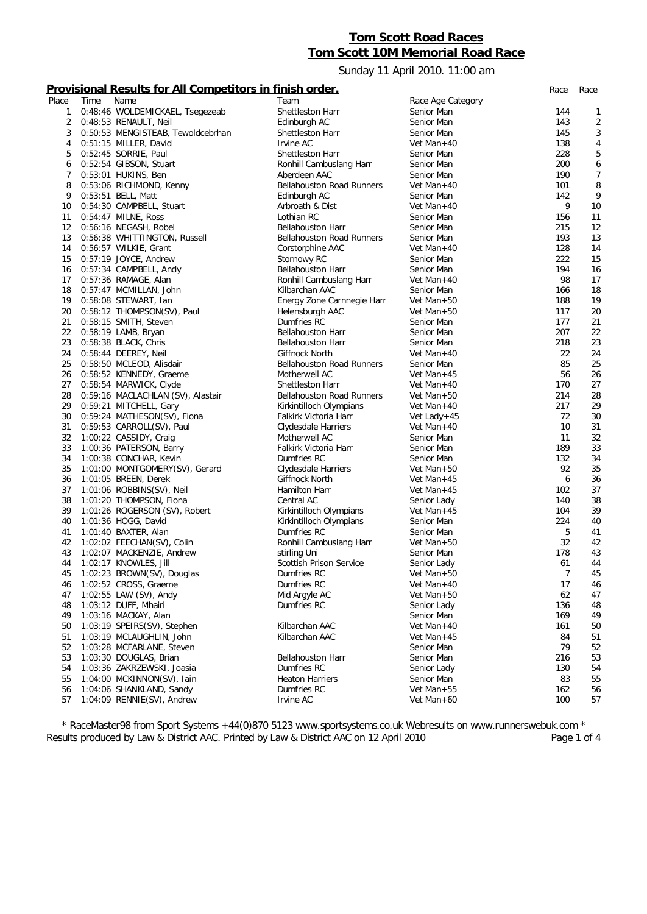# Tom Scott Road Races

# Tom Scott 10M Memorial Road Race

Sunday 11 April 2010. 11:00 am

## Provisional Results for All Competitors in finish order.

| Place | Time | Name | Team | Race Age Category | Race | Race |
|---|---|---|---|---|---|---|
| 1 | 0:48:46 | WOLDEMICKAEL, Tsegezeab | Shettleston Harr | Senior Man | 144 | 1 |
| 2 | 0:48:53 | RENAULT, Neil | Edinburgh AC | Senior Man | 143 | 2 |
| 3 | 0:50:53 | MENGISTEAB, Tewoldcebrhan | Shettleston Harr | Senior Man | 145 | 3 |
| 4 | 0:51:15 | MILLER, David | Irvine AC | Vet Man+40 | 138 | 4 |
| 5 | 0:52:45 | SORRIE, Paul | Shettleston Harr | Senior Man | 228 | 5 |
| 6 | 0:52:54 | GIBSON, Stuart | Ronhill Cambuslang Harr | Senior Man | 200 | 6 |
| 7 | 0:53:01 | HUKINS, Ben | Aberdeen AAC | Senior Man | 190 | 7 |
| 8 | 0:53:06 | RICHMOND, Kenny | Bellahouston Road Runners | Vet Man+40 | 101 | 8 |
| 9 | 0:53:51 | BELL, Matt | Edinburgh AC | Senior Man | 142 | 9 |
| 10 | 0:54:30 | CAMPBELL, Stuart | Arbroath & Dist | Vet Man+40 | 9 | 10 |
| 11 | 0:54:47 | MILNE, Ross | Lothian RC | Senior Man | 156 | 11 |
| 12 | 0:56:16 | NEGASH, Robel | Bellahouston Harr | Senior Man | 215 | 12 |
| 13 | 0:56:38 | WHITTINGTON, Russell | Bellahouston Road Runners | Senior Man | 193 | 13 |
| 14 | 0:56:57 | WILKIE, Grant | Corstorphine AAC | Vet Man+40 | 128 | 14 |
| 15 | 0:57:19 | JOYCE, Andrew | Stornowy RC | Senior Man | 222 | 15 |
| 16 | 0:57:34 | CAMPBELL, Andy | Bellahouston Harr | Senior Man | 194 | 16 |
| 17 | 0:57:36 | RAMAGE, Alan | Ronhill Cambuslang Harr | Vet Man+40 | 98 | 17 |
| 18 | 0:57:47 | MCMILLAN, John | Kilbarchan AAC | Senior Man | 166 | 18 |
| 19 | 0:58:08 | STEWART, Ian | Energy Zone Carnnegie Harr | Vet Man+50 | 188 | 19 |
| 20 | 0:58:12 | THOMPSON(SV), Paul | Helensburgh AAC | Vet Man+50 | 117 | 20 |
| 21 | 0:58:15 | SMITH, Steven | Dumfries RC | Senior Man | 177 | 21 |
| 22 | 0:58:19 | LAMB, Bryan | Bellahouston Harr | Senior Man | 207 | 22 |
| 23 | 0:58:38 | BLACK, Chris | Bellahouston Harr | Senior Man | 218 | 23 |
| 24 | 0:58:44 | DEEREY, Neil | Giffnock North | Vet Man+40 | 22 | 24 |
| 25 | 0:58:50 | MCLEOD, Alisdair | Bellahouston Road Runners | Senior Man | 85 | 25 |
| 26 | 0:58:52 | KENNEDY, Graeme | Motherwell AC | Vet Man+45 | 56 | 26 |
| 27 | 0:58:54 | MARWICK, Clyde | Shettleston Harr | Vet Man+40 | 170 | 27 |
| 28 | 0:59:16 | MACLACHLAN (SV), Alastair | Bellahouston Road Runners | Vet Man+50 | 214 | 28 |
| 29 | 0:59:21 | MITCHELL, Gary | Kirkintilloch Olympians | Vet Man+40 | 217 | 29 |
| 30 | 0:59:24 | MATHESON(SV), Fiona | Falkirk Victoria Harr | Vet Lady+45 | 72 | 30 |
| 31 | 0:59:53 | CARROLL(SV), Paul | Clydesdale Harriers | Vet Man+40 | 10 | 31 |
| 32 | 1:00:22 | CASSIDY, Craig | Motherwell AC | Senior Man | 11 | 32 |
| 33 | 1:00:36 | PATERSON, Barry | Falkirk Victoria Harr | Senior Man | 189 | 33 |
| 34 | 1:00:38 | CONCHAR, Kevin | Dumfries RC | Senior Man | 132 | 34 |
| 35 | 1:01:00 | MONTGOMERY(SV), Gerard | Clydesdale Harriers | Vet Man+50 | 92 | 35 |
| 36 | 1:01:05 | BREEN, Derek | Giffnock North | Vet Man+45 | 6 | 36 |
| 37 | 1:01:06 | ROBBINS(SV), Neil | Hamilton Harr | Vet Man+45 | 102 | 37 |
| 38 | 1:01:20 | THOMPSON, Fiona | Central AC | Senior Lady | 140 | 38 |
| 39 | 1:01:26 | ROGERSON (SV), Robert | Kirkintilloch Olympians | Vet Man+45 | 104 | 39 |
| 40 | 1:01:36 | HOGG, David | Kirkintilloch Olympians | Senior Man | 224 | 40 |
| 41 | 1:01:40 | BAXTER, Alan | Dumfries RC | Senior Man | 5 | 41 |
| 42 | 1:02:02 | FEECHAN(SV), Colin | Ronhill Cambuslang Harr | Vet Man+50 | 32 | 42 |
| 43 | 1:02:07 | MACKENZIE, Andrew | stirling Uni | Senior Man | 178 | 43 |
| 44 | 1:02:17 | KNOWLES, Jill | Scottish Prison Service | Senior Lady | 61 | 44 |
| 45 | 1:02:23 | BROWN(SV), Douglas | Dumfries RC | Vet Man+50 | 7 | 45 |
| 46 | 1:02:52 | CROSS, Graeme | Dumfries RC | Vet Man+40 | 17 | 46 |
| 47 | 1:02:55 | LAW (SV), Andy | Mid Argyle AC | Vet Man+50 | 62 | 47 |
| 48 | 1:03:12 | DUFF, Mhairi | Dumfries RC | Senior Lady | 136 | 48 |
| 49 | 1:03:16 | MACKAY, Alan | | Senior Man | 169 | 49 |
| 50 | 1:03:19 | SPEIRS(SV), Stephen | Kilbarchan AAC | Vet Man+40 | 161 | 50 |
| 51 | 1:03:19 | MCLAUGHLIN, John | Kilbarchan AAC | Vet Man+45 | 84 | 51 |
| 52 | 1:03:28 | MCFARLANE, Steven | | Senior Man | 79 | 52 |
| 53 | 1:03:30 | DOUGLAS, Brian | Bellahouston Harr | Senior Man | 216 | 53 |
| 54 | 1:03:36 | ZAKRZEWSKI, Joasia | Dumfries RC | Senior Lady | 130 | 54 |
| 55 | 1:04:00 | MCKINNON(SV), Iain | Heaton Harriers | Senior Man | 83 | 55 |
| 56 | 1:04:06 | SHANKLAND, Sandy | Dumfries RC | Vet Man+55 | 162 | 56 |
| 57 | 1:04:09 | RENNIE(SV), Andrew | Irvine AC | Vet Man+60 | 100 | 57 |

* RaceMaster98 from Sport Systems +44(0)870 5123 www.sportsystems.co.uk Webresults on www.runnerswebuk.com *
Results produced by Law & District AAC. Printed by Law & District AAC on 12 April 2010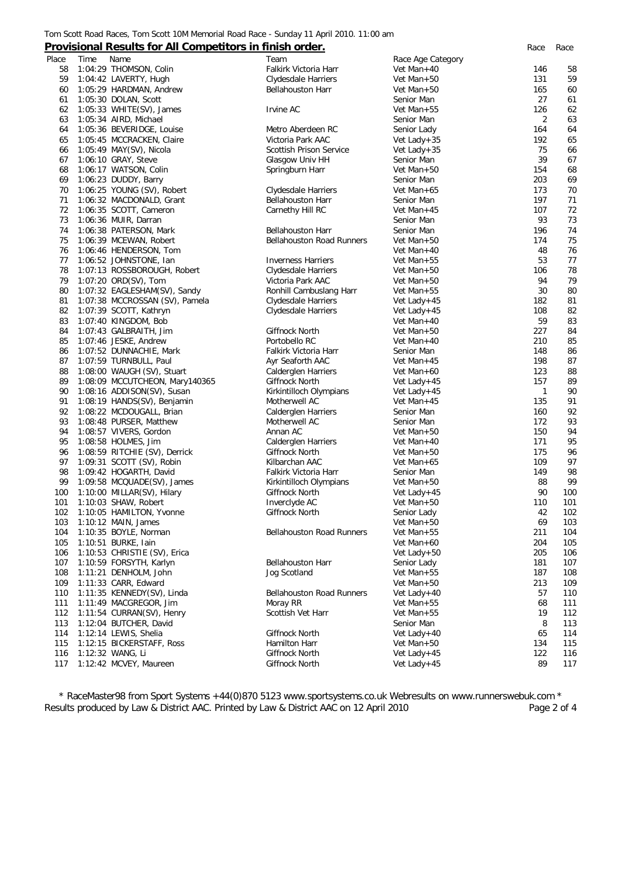Tom Scott Road Races, Tom Scott 10M Memorial Road Race - Sunday 11 April 2010. 11:00 am

## Provisional Results for All Competitors in finish order.

| Place | Time | Name | Team | Race Age Category | Race | Race |
|---|---|---|---|---|---|---|
| 58 | 1:04:29 | THOMSON, Colin | Falkirk Victoria Harr | Vet Man+40 | 146 | 58 |
| 59 | 1:04:42 | LAVERTY, Hugh | Clydesdale Harriers | Vet Man+50 | 131 | 59 |
| 60 | 1:05:29 | HARDMAN, Andrew | Bellahouston Harr | Vet Man+50 | 165 | 60 |
| 61 | 1:05:30 | DOLAN, Scott | | Senior Man | 27 | 61 |
| 62 | 1:05:33 | WHITE(SV), James | Irvine AC | Vet Man+55 | 126 | 62 |
| 63 | 1:05:34 | AIRD, Michael | | Senior Man | 2 | 63 |
| 64 | 1:05:36 | BEVERIDGE, Louise | Metro Aberdeen RC | Senior Lady | 164 | 64 |
| 65 | 1:05:45 | MCCRACKEN, Claire | Victoria Park AAC | Vet Lady+35 | 192 | 65 |
| 66 | 1:05:49 | MAY(SV), Nicola | Scottish Prison Service | Vet Lady+35 | 75 | 66 |
| 67 | 1:06:10 | GRAY, Steve | Glasgow Univ HH | Senior Man | 39 | 67 |
| 68 | 1:06:17 | WATSON, Colin | Springburn Harr | Vet Man+50 | 154 | 68 |
| 69 | 1:06:23 | DUDDY, Barry | | Senior Man | 203 | 69 |
| 70 | 1:06:25 | YOUNG (SV), Robert | Clydesdale Harriers | Vet Man+65 | 173 | 70 |
| 71 | 1:06:32 | MACDONALD, Grant | Bellahouston Harr | Senior Man | 197 | 71 |
| 72 | 1:06:35 | SCOTT, Cameron | Carnethy Hill RC | Vet Man+45 | 107 | 72 |
| 73 | 1:06:36 | MUIR, Darran | | Senior Man | 93 | 73 |
| 74 | 1:06:38 | PATERSON, Mark | Bellahouston Harr | Senior Man | 196 | 74 |
| 75 | 1:06:39 | MCEWAN, Robert | Bellahouston Road Runners | Vet Man+50 | 174 | 75 |
| 76 | 1:06:46 | HENDERSON, Tom | | Vet Man+40 | 48 | 76 |
| 77 | 1:06:52 | JOHNSTONE, Ian | Inverness Harriers | Vet Man+55 | 53 | 77 |
| 78 | 1:07:13 | ROSSBOROUGH, Robert | Clydesdale Harriers | Vet Man+50 | 106 | 78 |
| 79 | 1:07:20 | ORD(SV), Tom | Victoria Park AAC | Vet Man+50 | 94 | 79 |
| 80 | 1:07:32 | EAGLESHAM(SV), Sandy | Ronhill Cambuslang Harr | Vet Man+55 | 30 | 80 |
| 81 | 1:07:38 | MCCROSSAN (SV), Pamela | Clydesdale Harriers | Vet Lady+45 | 182 | 81 |
| 82 | 1:07:39 | SCOTT, Kathryn | Clydesdale Harriers | Vet Lady+45 | 108 | 82 |
| 83 | 1:07:40 | KINGDOM, Bob | | Vet Man+40 | 59 | 83 |
| 84 | 1:07:43 | GALBRAITH, Jim | Giffnock North | Vet Man+50 | 227 | 84 |
| 85 | 1:07:46 | JESKE, Andrew | Portobello RC | Vet Man+40 | 210 | 85 |
| 86 | 1:07:52 | DUNNACHIE, Mark | Falkirk Victoria Harr | Senior Man | 148 | 86 |
| 87 | 1:07:59 | TURNBULL, Paul | Ayr Seaforth AAC | Vet Man+45 | 198 | 87 |
| 88 | 1:08:00 | WAUGH (SV), Stuart | Calderglen Harriers | Vet Man+60 | 123 | 88 |
| 89 | 1:08:09 | MCCUTCHEON, Mary140365 | Giffnock North | Vet Lady+45 | 157 | 89 |
| 90 | 1:08:16 | ADDISON(SV), Susan | Kirkintilloch Olympians | Vet Lady+45 | 1 | 90 |
| 91 | 1:08:19 | HANDS(SV), Benjamin | Motherwell AC | Vet Man+45 | 135 | 91 |
| 92 | 1:08:22 | MCDOUGALL, Brian | Calderglen Harriers | Senior Man | 160 | 92 |
| 93 | 1:08:48 | PURSER, Matthew | Motherwell AC | Senior Man | 172 | 93 |
| 94 | 1:08:57 | VIVERS, Gordon | Annan AC | Vet Man+50 | 150 | 94 |
| 95 | 1:08:58 | HOLMES, Jim | Calderglen Harriers | Vet Man+40 | 171 | 95 |
| 96 | 1:08:59 | RITCHIE (SV), Derrick | Giffnock North | Vet Man+50 | 175 | 96 |
| 97 | 1:09:31 | SCOTT (SV), Robin | Kilbarchan AAC | Vet Man+65 | 109 | 97 |
| 98 | 1:09:42 | HOGARTH, David | Falkirk Victoria Harr | Senior Man | 149 | 98 |
| 99 | 1:09:58 | MCQUADE(SV), James | Kirkintilloch Olympians | Vet Man+50 | 88 | 99 |
| 100 | 1:10:00 | MILLAR(SV), Hilary | Giffnock North | Vet Lady+45 | 90 | 100 |
| 101 | 1:10:03 | SHAW, Robert | Inverclyde AC | Vet Man+50 | 110 | 101 |
| 102 | 1:10:05 | HAMILTON, Yvonne | Giffnock North | Senior Lady | 42 | 102 |
| 103 | 1:10:12 | MAIN, James | | Vet Man+50 | 69 | 103 |
| 104 | 1:10:35 | BOYLE, Norman | Bellahouston Road Runners | Vet Man+55 | 211 | 104 |
| 105 | 1:10:51 | BURKE, Iain | | Vet Man+60 | 204 | 105 |
| 106 | 1:10:53 | CHRISTIE (SV), Erica | | Vet Lady+50 | 205 | 106 |
| 107 | 1:10:59 | FORSYTH, Karlyn | Bellahouston Harr | Senior Lady | 181 | 107 |
| 108 | 1:11:21 | DENHOLM, John | Jog Scotland | Vet Man+55 | 187 | 108 |
| 109 | 1:11:33 | CARR, Edward | | Vet Man+50 | 213 | 109 |
| 110 | 1:11:35 | KENNEDY(SV), Linda | Bellahouston Road Runners | Vet Lady+40 | 57 | 110 |
| 111 | 1:11:49 | MACGREGOR, Jim | Moray RR | Vet Man+55 | 68 | 111 |
| 112 | 1:11:54 | CURRAN(SV), Henry | Scottish Vet Harr | Vet Man+55 | 19 | 112 |
| 113 | 1:12:04 | BUTCHER, David | | Senior Man | 8 | 113 |
| 114 | 1:12:14 | LEWIS, Shelia | Giffnock North | Vet Lady+40 | 65 | 114 |
| 115 | 1:12:15 | BICKERSTAFF, Ross | Hamilton Harr | Vet Man+50 | 134 | 115 |
| 116 | 1:12:32 | WANG, Li | Giffnock North | Vet Lady+45 | 122 | 116 |
| 117 | 1:12:42 | MCVEY, Maureen | Giffnock North | Vet Lady+45 | 89 | 117 |

* RaceMaster98 from Sport Systems +44(0)870 5123 www.sportsystems.co.uk Webresults on www.runnerswebuk.com *
Results produced by Law & District AAC. Printed by Law & District AAC on 12 April 2010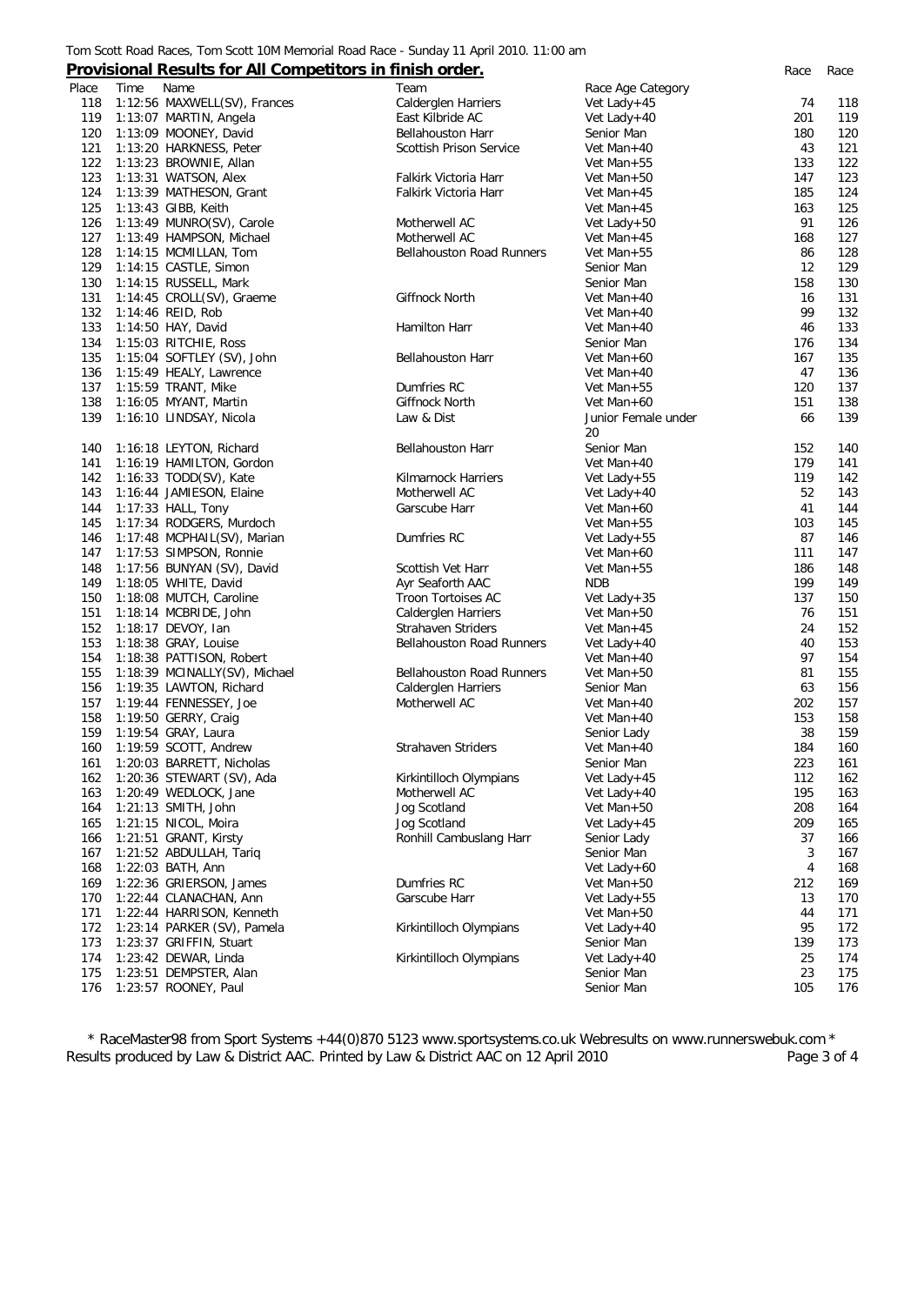Tom Scott Road Races, Tom Scott 10M Memorial Road Race - Sunday 11 April 2010. 11:00 am

**Provisional Results for All Competitors in finish order.**

| Place | Time | Name | Team | Race Age Category | Race | Race |
|---|---|---|---|---|---|---|
| 118 | 1:12:56 | MAXWELL(SV), Frances | Calderglen Harriers | Vet Lady+45 | 74 | 118 |
| 119 | 1:13:07 | MARTIN, Angela | East Kilbride AC | Vet Lady+40 | 201 | 119 |
| 120 | 1:13:09 | MOONEY, David | Bellahouston Harr | Senior Man | 180 | 120 |
| 121 | 1:13:20 | HARKNESS, Peter | Scottish Prison Service | Vet Man+40 | 43 | 121 |
| 122 | 1:13:23 | BROWNIE, Allan | | Vet Man+55 | 133 | 122 |
| 123 | 1:13:31 | WATSON, Alex | Falkirk Victoria Harr | Vet Man+50 | 147 | 123 |
| 124 | 1:13:39 | MATHESON, Grant | Falkirk Victoria Harr | Vet Man+45 | 185 | 124 |
| 125 | 1:13:43 | GIBB, Keith | | Vet Man+45 | 163 | 125 |
| 126 | 1:13:49 | MUNRO(SV), Carole | Motherwell AC | Vet Lady+50 | 91 | 126 |
| 127 | 1:13:49 | HAMPSON, Michael | Motherwell AC | Vet Man+45 | 168 | 127 |
| 128 | 1:14:15 | MCMILLAN, Tom | Bellahouston Road Runners | Vet Man+55 | 86 | 128 |
| 129 | 1:14:15 | CASTLE, Simon | | Senior Man | 12 | 129 |
| 130 | 1:14:15 | RUSSELL, Mark | | Senior Man | 158 | 130 |
| 131 | 1:14:45 | CROLL(SV), Graeme | Giffnock North | Vet Man+40 | 16 | 131 |
| 132 | 1:14:46 | REID, Rob | | Vet Man+40 | 99 | 132 |
| 133 | 1:14:50 | HAY, David | Hamilton Harr | Vet Man+40 | 46 | 133 |
| 134 | 1:15:03 | RITCHIE, Ross | | Senior Man | 176 | 134 |
| 135 | 1:15:04 | SOFTLEY (SV), John | Bellahouston Harr | Vet Man+60 | 167 | 135 |
| 136 | 1:15:49 | HEALY, Lawrence | | Vet Man+40 | 47 | 136 |
| 137 | 1:15:59 | TRANT, Mike | Dumfries RC | Vet Man+55 | 120 | 137 |
| 138 | 1:16:05 | MYANT, Martin | Giffnock North | Vet Man+60 | 151 | 138 |
| 139 | 1:16:10 | LINDSAY, Nicola | Law & Dist | Junior Female under 20 | 66 | 139 |
| 140 | 1:16:18 | LEYTON, Richard | Bellahouston Harr | Senior Man | 152 | 140 |
| 141 | 1:16:19 | HAMILTON, Gordon | | Vet Man+40 | 179 | 141 |
| 142 | 1:16:33 | TODD(SV), Kate | Kilmarnock Harriers | Vet Lady+55 | 119 | 142 |
| 143 | 1:16:44 | JAMIESON, Elaine | Motherwell AC | Vet Lady+40 | 52 | 143 |
| 144 | 1:17:33 | HALL, Tony | Garscube Harr | Vet Man+60 | 41 | 144 |
| 145 | 1:17:34 | RODGERS, Murdoch | | Vet Man+55 | 103 | 145 |
| 146 | 1:17:48 | MCPHAIL(SV), Marian | Dumfries RC | Vet Lady+55 | 87 | 146 |
| 147 | 1:17:53 | SIMPSON, Ronnie | | Vet Man+60 | 111 | 147 |
| 148 | 1:17:56 | BUNYAN (SV), David | Scottish Vet Harr | Vet Man+55 | 186 | 148 |
| 149 | 1:18:05 | WHITE, David | Ayr Seaforth AAC | NDB | 199 | 149 |
| 150 | 1:18:08 | MUTCH, Caroline | Troon Tortoises AC | Vet Lady+35 | 137 | 150 |
| 151 | 1:18:14 | MCBRIDE, John | Calderglen Harriers | Vet Man+50 | 76 | 151 |
| 152 | 1:18:17 | DEVOY, Ian | Strahaven Striders | Vet Man+45 | 24 | 152 |
| 153 | 1:18:38 | GRAY, Louise | Bellahouston Road Runners | Vet Lady+40 | 40 | 153 |
| 154 | 1:18:38 | PATTISON, Robert | | Vet Man+40 | 97 | 154 |
| 155 | 1:18:39 | MCINALLY(SV), Michael | Bellahouston Road Runners | Vet Man+50 | 81 | 155 |
| 156 | 1:19:35 | LAWTON, Richard | Calderglen Harriers | Senior Man | 63 | 156 |
| 157 | 1:19:44 | FENNESSEY, Joe | Motherwell AC | Vet Man+40 | 202 | 157 |
| 158 | 1:19:50 | GERRY, Craig | | Vet Man+40 | 153 | 158 |
| 159 | 1:19:54 | GRAY, Laura | | Senior Lady | 38 | 159 |
| 160 | 1:19:59 | SCOTT, Andrew | Strahaven Striders | Vet Man+40 | 184 | 160 |
| 161 | 1:20:03 | BARRETT, Nicholas | | Senior Man | 223 | 161 |
| 162 | 1:20:36 | STEWART (SV), Ada | Kirkintilloch Olympians | Vet Lady+45 | 112 | 162 |
| 163 | 1:20:49 | WEDLOCK, Jane | Motherwell AC | Vet Lady+40 | 195 | 163 |
| 164 | 1:21:13 | SMITH, John | Jog Scotland | Vet Man+50 | 208 | 164 |
| 165 | 1:21:15 | NICOL, Moira | Jog Scotland | Vet Lady+45 | 209 | 165 |
| 166 | 1:21:51 | GRANT, Kirsty | Ronhill Cambuslang Harr | Senior Lady | 37 | 166 |
| 167 | 1:21:52 | ABDULLAH, Tariq | | Senior Man | 3 | 167 |
| 168 | 1:22:03 | BATH, Ann | | Vet Lady+60 | 4 | 168 |
| 169 | 1:22:36 | GRIERSON, James | Dumfries RC | Vet Man+50 | 212 | 169 |
| 170 | 1:22:44 | CLANACHAN, Ann | Garscube Harr | Vet Lady+55 | 13 | 170 |
| 171 | 1:22:44 | HARRISON, Kenneth | | Vet Man+50 | 44 | 171 |
| 172 | 1:23:14 | PARKER (SV), Pamela | Kirkintilloch Olympians | Vet Lady+40 | 95 | 172 |
| 173 | 1:23:37 | GRIFFIN, Stuart | | Senior Man | 139 | 173 |
| 174 | 1:23:42 | DEWAR, Linda | Kirkintilloch Olympians | Vet Lady+40 | 25 | 174 |
| 175 | 1:23:51 | DEMPSTER, Alan | | Senior Man | 23 | 175 |
| 176 | 1:23:57 | ROONEY, Paul | | Senior Man | 105 | 176 |

* RaceMaster98 from Sport Systems +44(0)870 5123 www.sportsystems.co.uk Webresults on www.runnerswebuk.com *
Results produced by Law & District AAC. Printed by Law & District AAC on 12 April 2010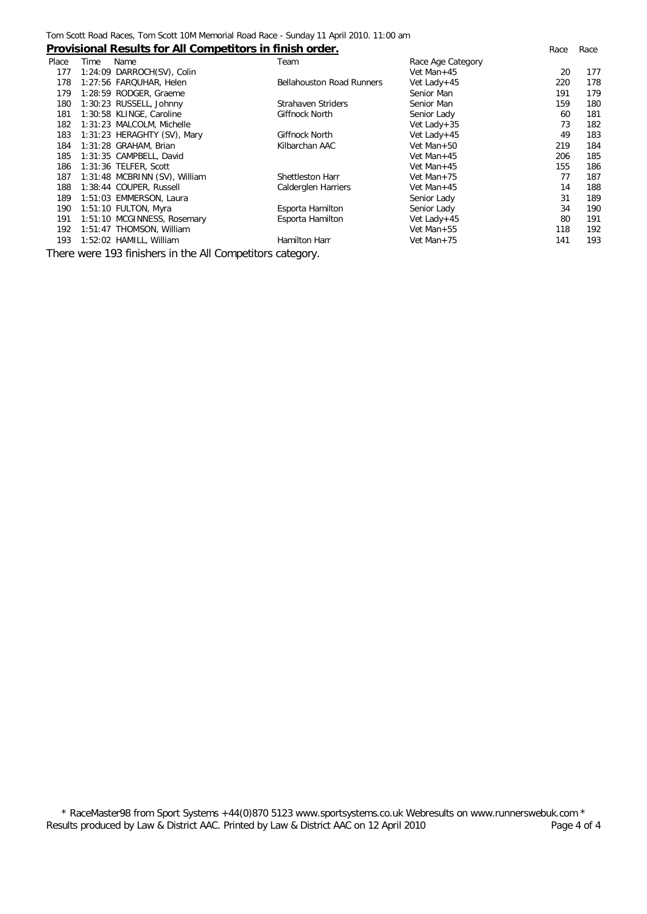Tom Scott Road Races, Tom Scott 10M Memorial Road Race - Sunday 11 April 2010. 11:00 am

## Provisional Results for All Competitors in finish order.

| Place | Time | Name | Team | Race Age Category | Race | Race |
|---|---|---|---|---|---|---|
| 177 | 1:24:09 | DARROCH(SV), Colin | | Vet Man+45 | 20 | 177 |
| 178 | 1:27:56 | FARQUHAR, Helen | Bellahouston Road Runners | Vet Lady+45 | 220 | 178 |
| 179 | 1:28:59 | RODGER, Graeme | | Senior Man | 191 | 179 |
| 180 | 1:30:23 | RUSSELL, Johnny | Strahaven Striders | Senior Man | 159 | 180 |
| 181 | 1:30:58 | KLINGE, Caroline | Giffnock North | Senior Lady | 60 | 181 |
| 182 | 1:31:23 | MALCOLM, Michelle | | Vet Lady+35 | 73 | 182 |
| 183 | 1:31:23 | HERAGHTY (SV), Mary | Giffnock North | Vet Lady+45 | 49 | 183 |
| 184 | 1:31:28 | GRAHAM, Brian | Kilbarchan AAC | Vet Man+50 | 219 | 184 |
| 185 | 1:31:35 | CAMPBELL, David | | Vet Man+45 | 206 | 185 |
| 186 | 1:31:36 | TELFER, Scott | | Vet Man+45 | 155 | 186 |
| 187 | 1:31:48 | MCBRINN (SV), William | Shettleston Harr | Vet Man+75 | 77 | 187 |
| 188 | 1:38:44 | COUPER, Russell | Calderglen Harriers | Vet Man+45 | 14 | 188 |
| 189 | 1:51:03 | EMMERSON, Laura | | Senior Lady | 31 | 189 |
| 190 | 1:51:10 | FULTON, Myra | Esporta Hamilton | Senior Lady | 34 | 190 |
| 191 | 1:51:10 | MCGINNESS, Rosemary | Esporta Hamilton | Vet Lady+45 | 80 | 191 |
| 192 | 1:51:47 | THOMSON, William | | Vet Man+55 | 118 | 192 |
| 193 | 1:52:02 | HAMILL, William | Hamilton Harr | Vet Man+75 | 141 | 193 |

There were 193 finishers in the All Competitors category.

* RaceMaster98 from Sport Systems +44(0)870 5123 www.sportsystems.co.uk Webresults on www.runnerswebuk.com *
Results produced by Law & District AAC. Printed by Law & District AAC on 12 April 2010